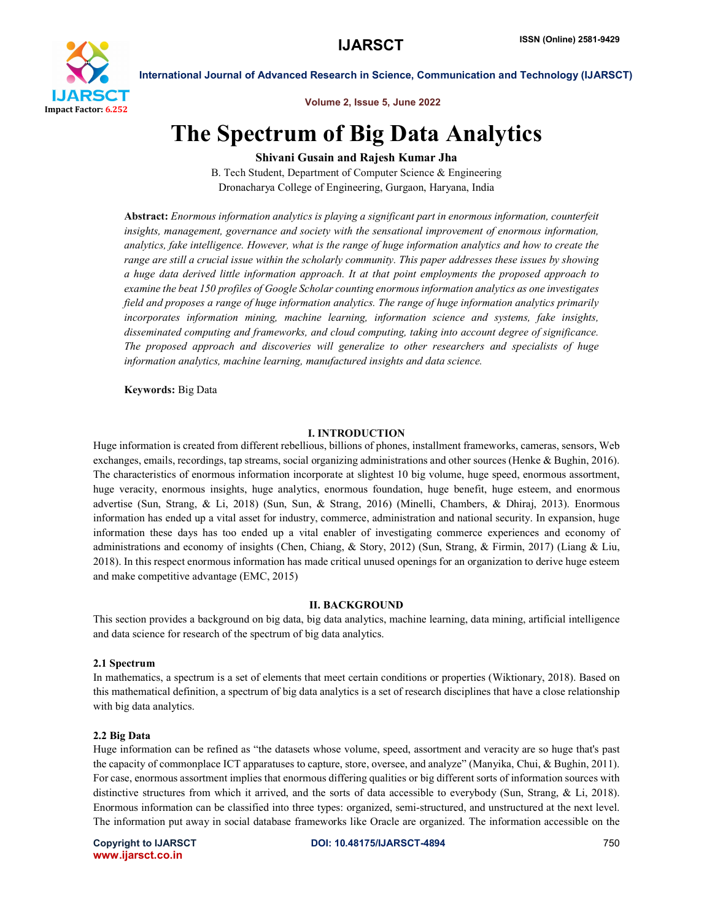# The Spectrum of Big Data Analytics

**Shivani Gusain and Rajesh Kumar Jha**

B. Tech Student, Department of Computer Science & Engineering
Dronacharya College of Engineering, Gurgaon, Haryana, India

**Abstract:** *Enormous information analytics is playing a significant part in enormous information, counterfeit insights, management, governance and society with the sensational improvement of enormous information, analytics, fake intelligence. However, what is the range of huge information analytics and how to create the range are still a crucial issue within the scholarly community. This paper addresses these issues by showing a huge data derived little information approach. It at that point employments the proposed approach to examine the beat 150 profiles of Google Scholar counting enormous information analytics as one investigates field and proposes a range of huge information analytics. The range of huge information analytics primarily incorporates information mining, machine learning, information science and systems, fake insights, disseminated computing and frameworks, and cloud computing, taking into account degree of significance. The proposed approach and discoveries will generalize to other researchers and specialists of huge information analytics, machine learning, manufactured insights and data science.*

**Keywords:** Big Data

## I. INTRODUCTION

Huge information is created from different rebellious, billions of phones, installment frameworks, cameras, sensors, Web exchanges, emails, recordings, tap streams, social organizing administrations and other sources (Henke & Bughin, 2016). The characteristics of enormous information incorporate at slightest 10 big volume, huge speed, enormous assortment, huge veracity, enormous insights, huge analytics, enormous foundation, huge benefit, huge esteem, and enormous advertise (Sun, Strang, & Li, 2018) (Sun, Sun, & Strang, 2016) (Minelli, Chambers, & Dhiraj, 2013). Enormous information has ended up a vital asset for industry, commerce, administration and national security. In expansion, huge information these days has too ended up a vital enabler of investigating commerce experiences and economy of administrations and economy of insights (Chen, Chiang, & Story, 2012) (Sun, Strang, & Firmin, 2017) (Liang & Liu, 2018). In this respect enormous information has made critical unused openings for an organization to derive huge esteem and make competitive advantage (EMC, 2015)

## II. BACKGROUND

This section provides a background on big data, big data analytics, machine learning, data mining, artificial intelligence and data science for research of the spectrum of big data analytics.

### 2.1 Spectrum

In mathematics, a spectrum is a set of elements that meet certain conditions or properties (Wiktionary, 2018). Based on this mathematical definition, a spectrum of big data analytics is a set of research disciplines that have a close relationship with big data analytics.

### 2.2 Big Data

Huge information can be refined as "the datasets whose volume, speed, assortment and veracity are so huge that's past the capacity of commonplace ICT apparatuses to capture, store, oversee, and analyze" (Manyika, Chui, & Bughin, 2011). For case, enormous assortment implies that enormous differing qualities or big different sorts of information sources with distinctive structures from which it arrived, and the sorts of data accessible to everybody (Sun, Strang, & Li, 2018). Enormous information can be classified into three types: organized, semi-structured, and unstructured at the next level. The information put away in social database frameworks like Oracle are organized. The information accessible on the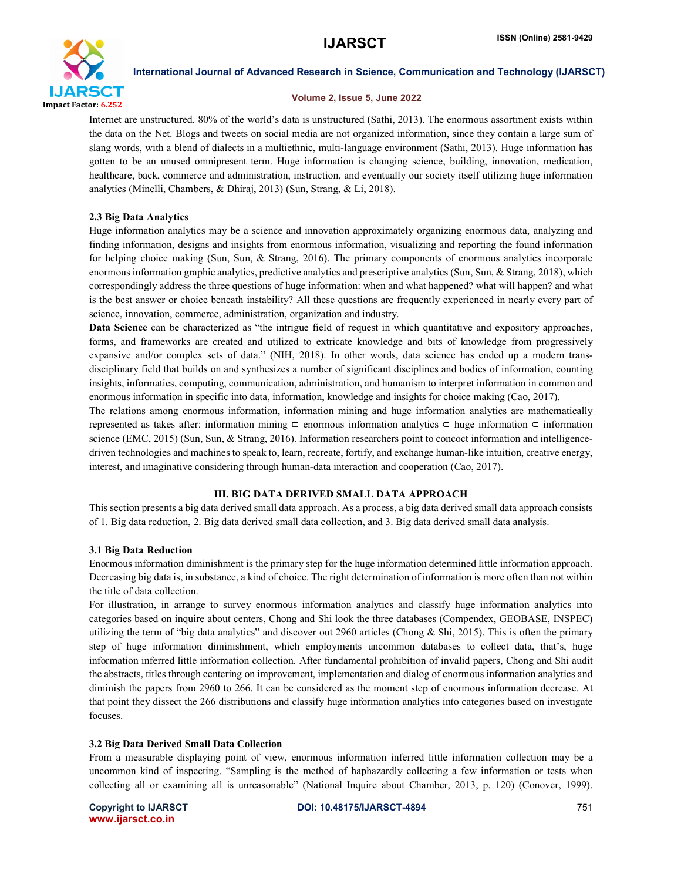Internet are unstructured. 80% of the world's data is unstructured (Sathi, 2013). The enormous assortment exists within the data on the Net. Blogs and tweets on social media are not organized information, since they contain a large sum of slang words, with a blend of dialects in a multiethnic, multi-language environment (Sathi, 2013). Huge information has gotten to be an unused omnipresent term. Huge information is changing science, building, innovation, medication, healthcare, back, commerce and administration, instruction, and eventually our society itself utilizing huge information analytics (Minelli, Chambers, & Dhiraj, 2013) (Sun, Strang, & Li, 2018).

### 2.3 Big Data Analytics

Huge information analytics may be a science and innovation approximately organizing enormous data, analyzing and finding information, designs and insights from enormous information, visualizing and reporting the found information for helping choice making (Sun, Sun, & Strang, 2016). The primary components of enormous analytics incorporate enormous information graphic analytics, predictive analytics and prescriptive analytics (Sun, Sun, & Strang, 2018), which correspondingly address the three questions of huge information: when and what happened? what will happen? and what is the best answer or choice beneath instability? All these questions are frequently experienced in nearly every part of science, innovation, commerce, administration, organization and industry.

**Data Science** can be characterized as "the intrigue field of request in which quantitative and expository approaches, forms, and frameworks are created and utilized to extricate knowledge and bits of knowledge from progressively expansive and/or complex sets of data." (NIH, 2018). In other words, data science has ended up a modern trans-disciplinary field that builds on and synthesizes a number of significant disciplines and bodies of information, counting insights, informatics, computing, communication, administration, and humanism to interpret information in common and enormous information in specific into data, information, knowledge and insights for choice making (Cao, 2017).

The relations among enormous information, information mining and huge information analytics are mathematically represented as takes after: information mining $\subset$ enormous information analytics $\subset$ huge information $\subset$ information science (EMC, 2015) (Sun, Sun, & Strang, 2016). Information researchers point to concoct information and intelligence-driven technologies and machines to speak to, learn, recreate, fortify, and exchange human-like intuition, creative energy, interest, and imaginative considering through human-data interaction and cooperation (Cao, 2017).

## III. BIG DATA DERIVED SMALL DATA APPROACH

This section presents a big data derived small data approach. As a process, a big data derived small data approach consists of 1. Big data reduction, 2. Big data derived small data collection, and 3. Big data derived small data analysis.

### 3.1 Big Data Reduction

Enormous information diminishment is the primary step for the huge information determined little information approach. Decreasing big data is, in substance, a kind of choice. The right determination of information is more often than not within the title of data collection.

For illustration, in arrange to survey enormous information analytics and classify huge information analytics into categories based on inquire about centers, Chong and Shi look the three databases (Compendex, GEOBASE, INSPEC) utilizing the term of "big data analytics" and discover out 2960 articles (Chong & Shi, 2015). This is often the primary step of huge information diminishment, which employments uncommon databases to collect data, that's, huge information inferred little information collection. After fundamental prohibition of invalid papers, Chong and Shi audit the abstracts, titles through centering on improvement, implementation and dialog of enormous information analytics and diminish the papers from 2960 to 266. It can be considered as the moment step of enormous information decrease. At that point they dissect the 266 distributions and classify huge information analytics into categories based on investigate focuses.

### 3.2 Big Data Derived Small Data Collection

From a measurable displaying point of view, enormous information inferred little information collection may be a uncommon kind of inspecting. "Sampling is the method of haphazardly collecting a few information or tests when collecting all or examining all is unreasonable" (National Inquire about Chamber, 2013, p. 120) (Conover, 1999).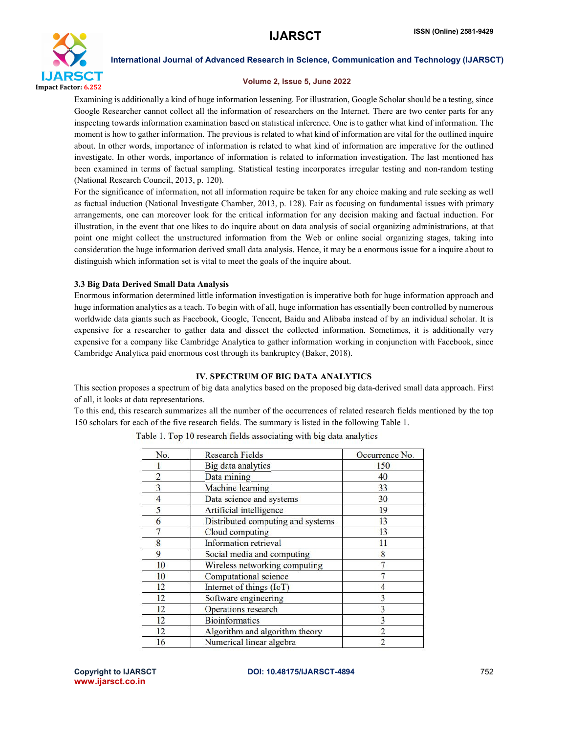Examining is additionally a kind of huge information lessening. For illustration, Google Scholar should be a testing, since Google Researcher cannot collect all the information of researchers on the Internet. There are two center parts for any inspecting towards information examination based on statistical inference. One is to gather what kind of information. The moment is how to gather information. The previous is related to what kind of information are vital for the outlined inquire about. In other words, importance of information is related to what kind of information are imperative for the outlined investigate. In other words, importance of information is related to information investigation. The last mentioned has been examined in terms of factual sampling. Statistical testing incorporates irregular testing and non-random testing (National Research Council, 2013, p. 120).

For the significance of information, not all information require be taken for any choice making and rule seeking as well as factual induction (National Investigate Chamber, 2013, p. 128). Fair as focusing on fundamental issues with primary arrangements, one can moreover look for the critical information for any decision making and factual induction. For illustration, in the event that one likes to do inquire about on data analysis of social organizing administrations, at that point one might collect the unstructured information from the Web or online social organizing stages, taking into consideration the huge information derived small data analysis. Hence, it may be a enormous issue for a inquire about to distinguish which information set is vital to meet the goals of the inquire about.

### 3.3 Big Data Derived Small Data Analysis

Enormous information determined little information investigation is imperative both for huge information approach and huge information analytics as a teach. To begin with of all, huge information has essentially been controlled by numerous worldwide data giants such as Facebook, Google, Tencent, Baidu and Alibaba instead of by an individual scholar. It is expensive for a researcher to gather data and dissect the collected information. Sometimes, it is additionally very expensive for a company like Cambridge Analytica to gather information working in conjunction with Facebook, since Cambridge Analytica paid enormous cost through its bankruptcy (Baker, 2018).

## IV. SPECTRUM OF BIG DATA ANALYTICS

This section proposes a spectrum of big data analytics based on the proposed big data-derived small data approach. First of all, it looks at data representations.

To this end, this research summarizes all the number of the occurrences of related research fields mentioned by the top 150 scholars for each of the five research fields. The summary is listed in the following Table 1.

Table 1. Top 10 research fields associating with big data analytics

| No. | Research Fields | Occurrence No. |
|---|---|---|
| 1 | Big data analytics | 150 |
| 2 | Data mining | 40 |
| 3 | Machine learning | 33 |
| 4 | Data science and systems | 30 |
| 5 | Artificial intelligence | 19 |
| 6 | Distributed computing and systems | 13 |
| 7 | Cloud computing | 13 |
| 8 | Information retrieval | 11 |
| 9 | Social media and computing | 8 |
| 10 | Wireless networking computing | 7 |
| 10 | Computational science | 7 |
| 12 | Internet of things (IoT) | 4 |
| 12 | Software engineering | 3 |
| 12 | Operations research | 3 |
| 12 | Bioinformatics | 3 |
| 12 | Algorithm and algorithm theory | 2 |
| 16 | Numerical linear algebra | 2 |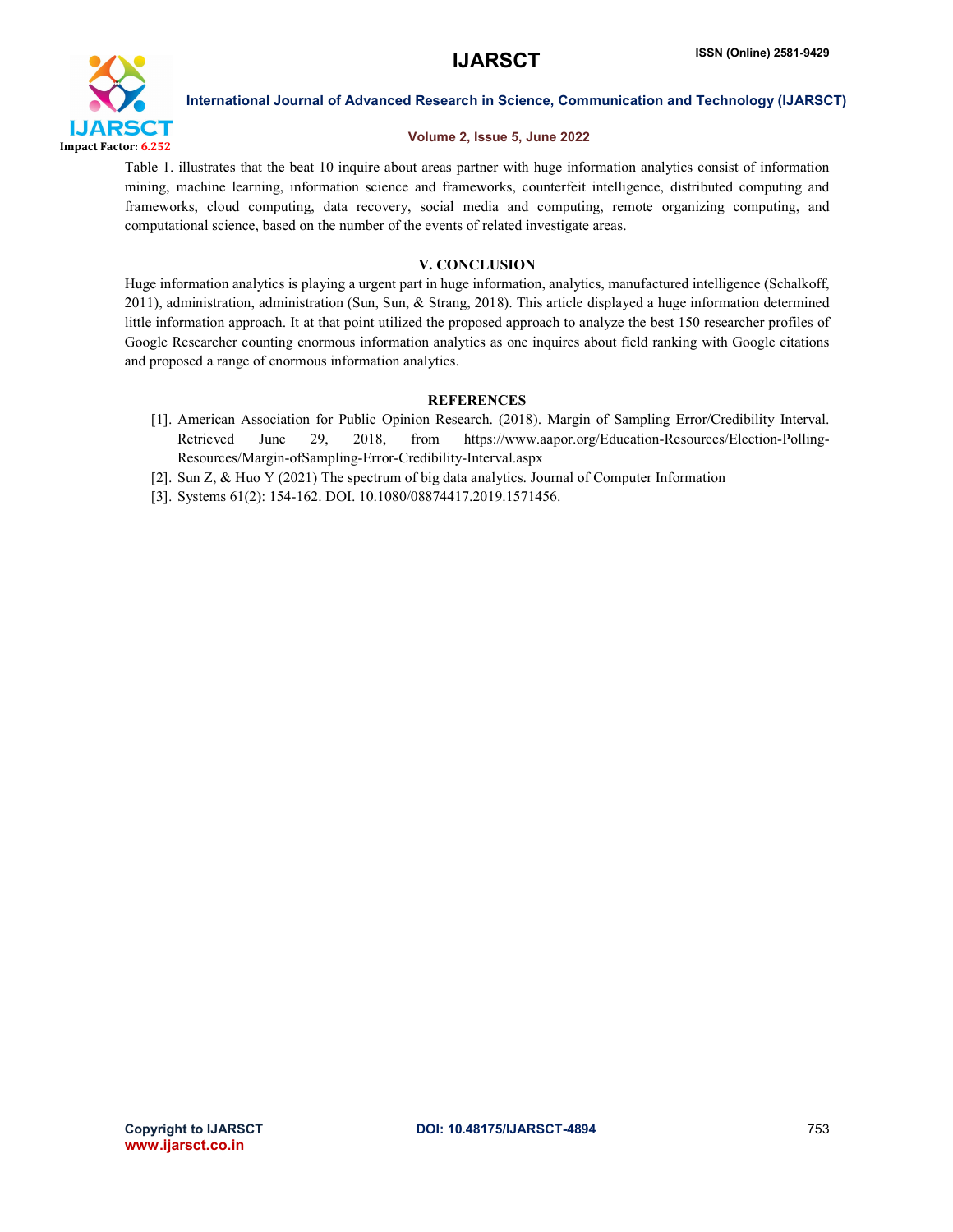Table 1. illustrates that the beat 10 inquire about areas partner with huge information analytics consist of information mining, machine learning, information science and frameworks, counterfeit intelligence, distributed computing and frameworks, cloud computing, data recovery, social media and computing, remote organizing computing, and computational science, based on the number of the events of related investigate areas.

## V. CONCLUSION

Huge information analytics is playing a urgent part in huge information, analytics, manufactured intelligence (Schalkoff, 2011), administration, administration (Sun, Sun, & Strang, 2018). This article displayed a huge information determined little information approach. It at that point utilized the proposed approach to analyze the best 150 researcher profiles of Google Researcher counting enormous information analytics as one inquires about field ranking with Google citations and proposed a range of enormous information analytics.

## REFERENCES

[1]. American Association for Public Opinion Research. (2018). Margin of Sampling Error/Credibility Interval. Retrieved June 29, 2018, from https://www.aapor.org/Education-Resources/Election-Polling-Resources/Margin-ofSampling-Error-Credibility-Interval.aspx

[2]. Sun Z, & Huo Y (2021) The spectrum of big data analytics. Journal of Computer Information

[3]. Systems 61(2): 154-162. DOI. 10.1080/08874417.2019.1571456.